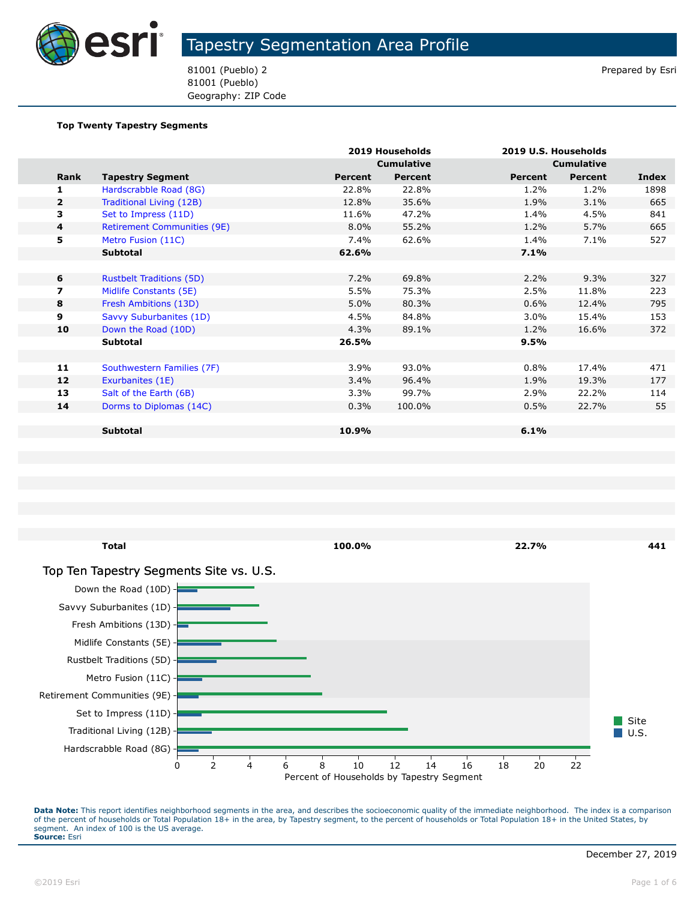# Tapestry Segmentation Area Profile

81001 (Pueblo) 2
81001 (Pueblo)
Geography: ZIP Code

Prepared by Esri

### Top Twenty Tapestry Segments

| | | 2019 Households | | 2019 U.S. Households | | |
|---|---|---|---|---|---|---|
| | | | Cumulative | | Cumulative | |
| **Rank** | **Tapestry Segment** | **Percent** | **Percent** | **Percent** | **Percent** | **Index** |
| 1 | Hardscrabble Road (8G) | 22.8% | 22.8% | 1.2% | 1.2% | 1898 |
| 2 | Traditional Living (12B) | 12.8% | 35.6% | 1.9% | 3.1% | 665 |
| 3 | Set to Impress (11D) | 11.6% | 47.2% | 1.4% | 4.5% | 841 |
| 4 | Retirement Communities (9E) | 8.0% | 55.2% | 1.2% | 5.7% | 665 |
| 5 | Metro Fusion (11C) | 7.4% | 62.6% | 1.4% | 7.1% | 527 |
| | **Subtotal** | **62.6%** | | **7.1%** | | |
| 6 | Rustbelt Traditions (5D) | 7.2% | 69.8% | 2.2% | 9.3% | 327 |
| 7 | Midlife Constants (5E) | 5.5% | 75.3% | 2.5% | 11.8% | 223 |
| 8 | Fresh Ambitions (13D) | 5.0% | 80.3% | 0.6% | 12.4% | 795 |
| 9 | Savvy Suburbanites (1D) | 4.5% | 84.8% | 3.0% | 15.4% | 153 |
| 10 | Down the Road (10D) | 4.3% | 89.1% | 1.2% | 16.6% | 372 |
| | **Subtotal** | **26.5%** | | **9.5%** | | |
| 11 | Southwestern Families (7F) | 3.9% | 93.0% | 0.8% | 17.4% | 471 |
| 12 | Exurbanites (1E) | 3.4% | 96.4% | 1.9% | 19.3% | 177 |
| 13 | Salt of the Earth (6B) | 3.3% | 99.7% | 2.9% | 22.2% | 114 |
| 14 | Dorms to Diplomas (14C) | 0.3% | 100.0% | 0.5% | 22.7% | 55 |
| | **Subtotal** | **10.9%** | | **6.1%** | | |
| | **Total** | **100.0%** | | **22.7%** | | **441** |

### Top Ten Tapestry Segments Site vs. U.S.

| Tapestry Segment | Site | U.S. |
|---|---|---|
| Down the Road (10D) | 4.3% | 1.2% |
| Savvy Suburbanites (1D) | 4.5% | 3.0% |
| Fresh Ambitions (13D) | 5.0% | 0.6% |
| Midlife Constants (5E) | 5.5% | 2.5% |
| Rustbelt Traditions (5D) | 7.2% | 2.2% |
| Metro Fusion (11C) | 7.4% | 1.4% |
| Retirement Communities (9E) | 8.0% | 1.2% |
| Set to Impress (11D) | 11.6% | 1.4% |
| Traditional Living (12B) | 12.8% | 1.9% |
| Hardscrabble Road (8G) | 22.8% | 1.2% |

Percent of Households by Tapestry Segment

**Data Note:** This report identifies neighborhood segments in the area, and describes the socioeconomic quality of the immediate neighborhood. The index is a comparison of the percent of households or Total Population 18+ in the area, by Tapestry segment, to the percent of households or Total Population 18+ in the United States, by segment. An index of 100 is the US average.
**Source:** Esri

December 27, 2019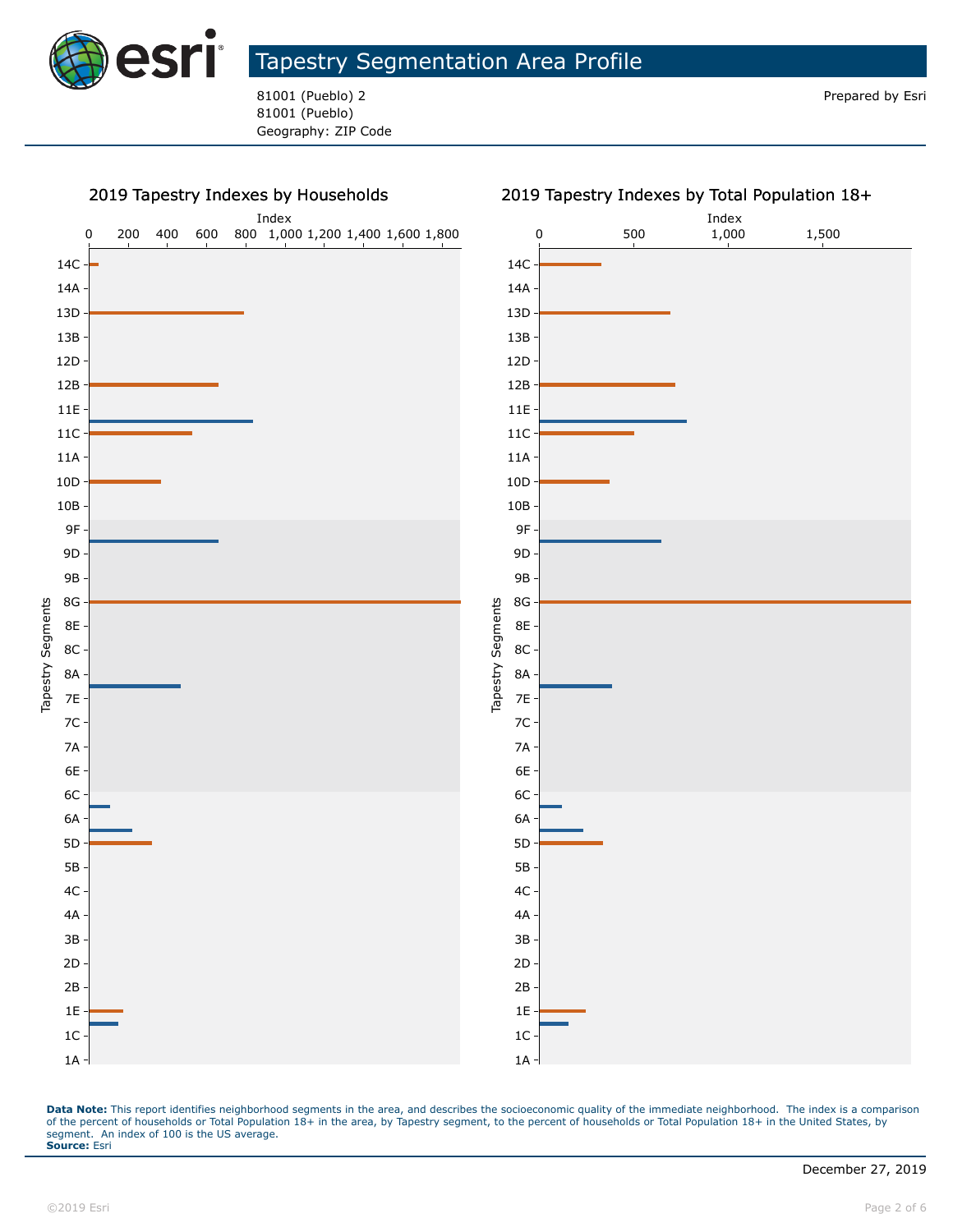# Tapestry Segmentation Area Profile

81001 (Pueblo) 2
81001 (Pueblo)
Geography: ZIP Code

Prepared by Esri

## 2019 Tapestry Indexes by Households

## 2019 Tapestry Indexes by Total Population 18+

**Data Note:** This report identifies neighborhood segments in the area, and describes the socioeconomic quality of the immediate neighborhood. The index is a comparison of the percent of households or Total Population 18+ in the area, by Tapestry segment, to the percent of households or Total Population 18+ in the United States, by segment. An index of 100 is the US average.
**Source:** Esri

December 27, 2019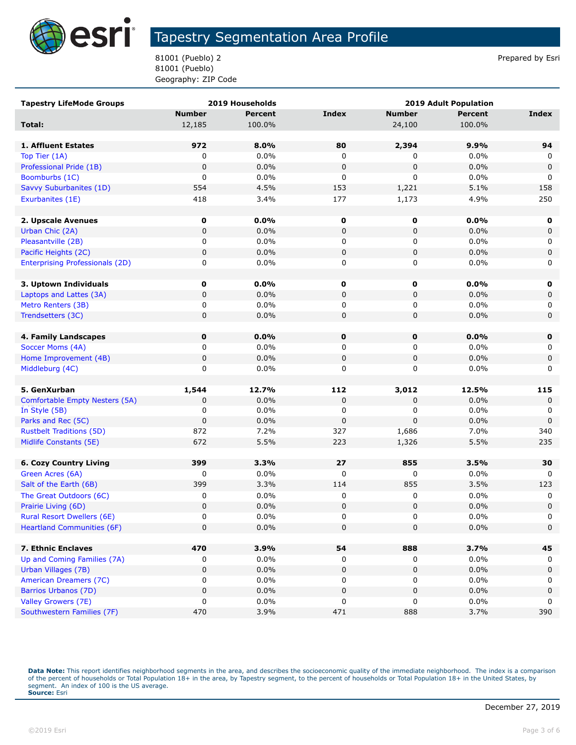# Tapestry Segmentation Area Profile

81001 (Pueblo) 2
81001 (Pueblo)
Geography: ZIP Code

Prepared by Esri

| Tapestry LifeMode Groups | 2019 Households | | | 2019 Adult Population | | |
|---|---|---|---|---|---|---|
| | Number | Percent | Index | Number | Percent | Index |
| **Total:** | 12,185 | 100.0% | | 24,100 | 100.0% | |
| | | | | | | |
| **1. Affluent Estates** | **972** | **8.0%** | **80** | **2,394** | **9.9%** | **94** |
| Top Tier (1A) | 0 | 0.0% | 0 | 0 | 0.0% | 0 |
| Professional Pride (1B) | 0 | 0.0% | 0 | 0 | 0.0% | 0 |
| Boomburbs (1C) | 0 | 0.0% | 0 | 0 | 0.0% | 0 |
| Savvy Suburbanites (1D) | 554 | 4.5% | 153 | 1,221 | 5.1% | 158 |
| Exurbanites (1E) | 418 | 3.4% | 177 | 1,173 | 4.9% | 250 |
| | | | | | | |
| **2. Upscale Avenues** | **0** | **0.0%** | **0** | **0** | **0.0%** | **0** |
| Urban Chic (2A) | 0 | 0.0% | 0 | 0 | 0.0% | 0 |
| Pleasantville (2B) | 0 | 0.0% | 0 | 0 | 0.0% | 0 |
| Pacific Heights (2C) | 0 | 0.0% | 0 | 0 | 0.0% | 0 |
| Enterprising Professionals (2D) | 0 | 0.0% | 0 | 0 | 0.0% | 0 |
| | | | | | | |
| **3. Uptown Individuals** | **0** | **0.0%** | **0** | **0** | **0.0%** | **0** |
| Laptops and Lattes (3A) | 0 | 0.0% | 0 | 0 | 0.0% | 0 |
| Metro Renters (3B) | 0 | 0.0% | 0 | 0 | 0.0% | 0 |
| Trendsetters (3C) | 0 | 0.0% | 0 | 0 | 0.0% | 0 |
| | | | | | | |
| **4. Family Landscapes** | **0** | **0.0%** | **0** | **0** | **0.0%** | **0** |
| Soccer Moms (4A) | 0 | 0.0% | 0 | 0 | 0.0% | 0 |
| Home Improvement (4B) | 0 | 0.0% | 0 | 0 | 0.0% | 0 |
| Middleburg (4C) | 0 | 0.0% | 0 | 0 | 0.0% | 0 |
| | | | | | | |
| **5. GenXurban** | **1,544** | **12.7%** | **112** | **3,012** | **12.5%** | **115** |
| Comfortable Empty Nesters (5A) | 0 | 0.0% | 0 | 0 | 0.0% | 0 |
| In Style (5B) | 0 | 0.0% | 0 | 0 | 0.0% | 0 |
| Parks and Rec (5C) | 0 | 0.0% | 0 | 0 | 0.0% | 0 |
| Rustbelt Traditions (5D) | 872 | 7.2% | 327 | 1,686 | 7.0% | 340 |
| Midlife Constants (5E) | 672 | 5.5% | 223 | 1,326 | 5.5% | 235 |
| | | | | | | |
| **6. Cozy Country Living** | **399** | **3.3%** | **27** | **855** | **3.5%** | **30** |
| Green Acres (6A) | 0 | 0.0% | 0 | 0 | 0.0% | 0 |
| Salt of the Earth (6B) | 399 | 3.3% | 114 | 855 | 3.5% | 123 |
| The Great Outdoors (6C) | 0 | 0.0% | 0 | 0 | 0.0% | 0 |
| Prairie Living (6D) | 0 | 0.0% | 0 | 0 | 0.0% | 0 |
| Rural Resort Dwellers (6E) | 0 | 0.0% | 0 | 0 | 0.0% | 0 |
| Heartland Communities (6F) | 0 | 0.0% | 0 | 0 | 0.0% | 0 |
| | | | | | | |
| **7. Ethnic Enclaves** | **470** | **3.9%** | **54** | **888** | **3.7%** | **45** |
| Up and Coming Families (7A) | 0 | 0.0% | 0 | 0 | 0.0% | 0 |
| Urban Villages (7B) | 0 | 0.0% | 0 | 0 | 0.0% | 0 |
| American Dreamers (7C) | 0 | 0.0% | 0 | 0 | 0.0% | 0 |
| Barrios Urbanos (7D) | 0 | 0.0% | 0 | 0 | 0.0% | 0 |
| Valley Growers (7E) | 0 | 0.0% | 0 | 0 | 0.0% | 0 |
| Southwestern Families (7F) | 470 | 3.9% | 471 | 888 | 3.7% | 390 |

**Data Note:** This report identifies neighborhood segments in the area, and describes the socioeconomic quality of the immediate neighborhood. The index is a comparison of the percent of households or Total Population 18+ in the area, by Tapestry segment, to the percent of households or Total Population 18+ in the United States, by segment. An index of 100 is the US average.
**Source:** Esri

December 27, 2019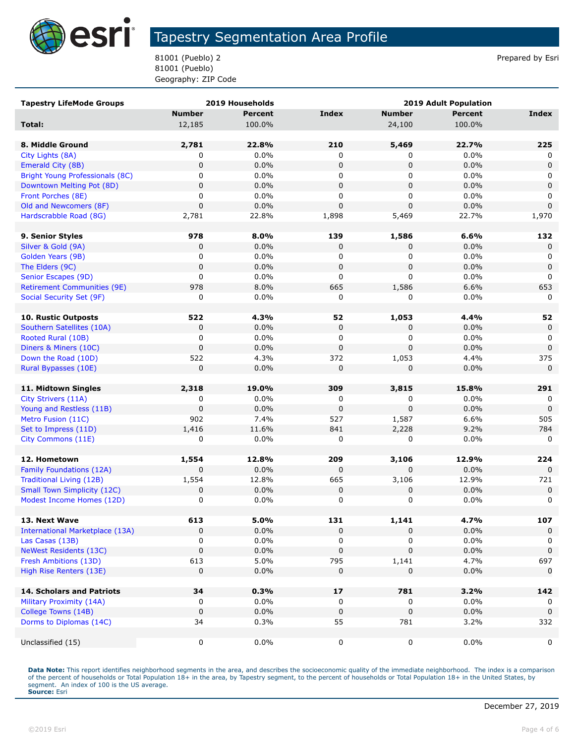# Tapestry Segmentation Area Profile

81001 (Pueblo) 2
81001 (Pueblo)
Geography: ZIP Code

Prepared by Esri

| Tapestry LifeMode Groups | 2019 Households | | | 2019 Adult Population | | |
|---|---|---|---|---|---|---|
| | Number | Percent | Index | Number | Percent | Index |
| **Total:** | 12,185 | 100.0% | | 24,100 | 100.0% | |
| | | | | | | |
| **8. Middle Ground** | **2,781** | **22.8%** | **210** | **5,469** | **22.7%** | **225** |
| City Lights (8A) | 0 | 0.0% | 0 | 0 | 0.0% | 0 |
| Emerald City (8B) | 0 | 0.0% | 0 | 0 | 0.0% | 0 |
| Bright Young Professionals (8C) | 0 | 0.0% | 0 | 0 | 0.0% | 0 |
| Downtown Melting Pot (8D) | 0 | 0.0% | 0 | 0 | 0.0% | 0 |
| Front Porches (8E) | 0 | 0.0% | 0 | 0 | 0.0% | 0 |
| Old and Newcomers (8F) | 0 | 0.0% | 0 | 0 | 0.0% | 0 |
| Hardscrabble Road (8G) | 2,781 | 22.8% | 1,898 | 5,469 | 22.7% | 1,970 |
| | | | | | | |
| **9. Senior Styles** | **978** | **8.0%** | **139** | **1,586** | **6.6%** | **132** |
| Silver & Gold (9A) | 0 | 0.0% | 0 | 0 | 0.0% | 0 |
| Golden Years (9B) | 0 | 0.0% | 0 | 0 | 0.0% | 0 |
| The Elders (9C) | 0 | 0.0% | 0 | 0 | 0.0% | 0 |
| Senior Escapes (9D) | 0 | 0.0% | 0 | 0 | 0.0% | 0 |
| Retirement Communities (9E) | 978 | 8.0% | 665 | 1,586 | 6.6% | 653 |
| Social Security Set (9F) | 0 | 0.0% | 0 | 0 | 0.0% | 0 |
| | | | | | | |
| **10. Rustic Outposts** | **522** | **4.3%** | **52** | **1,053** | **4.4%** | **52** |
| Southern Satellites (10A) | 0 | 0.0% | 0 | 0 | 0.0% | 0 |
| Rooted Rural (10B) | 0 | 0.0% | 0 | 0 | 0.0% | 0 |
| Diners & Miners (10C) | 0 | 0.0% | 0 | 0 | 0.0% | 0 |
| Down the Road (10D) | 522 | 4.3% | 372 | 1,053 | 4.4% | 375 |
| Rural Bypasses (10E) | 0 | 0.0% | 0 | 0 | 0.0% | 0 |
| | | | | | | |
| **11. Midtown Singles** | **2,318** | **19.0%** | **309** | **3,815** | **15.8%** | **291** |
| City Strivers (11A) | 0 | 0.0% | 0 | 0 | 0.0% | 0 |
| Young and Restless (11B) | 0 | 0.0% | 0 | 0 | 0.0% | 0 |
| Metro Fusion (11C) | 902 | 7.4% | 527 | 1,587 | 6.6% | 505 |
| Set to Impress (11D) | 1,416 | 11.6% | 841 | 2,228 | 9.2% | 784 |
| City Commons (11E) | 0 | 0.0% | 0 | 0 | 0.0% | 0 |
| | | | | | | |
| **12. Hometown** | **1,554** | **12.8%** | **209** | **3,106** | **12.9%** | **224** |
| Family Foundations (12A) | 0 | 0.0% | 0 | 0 | 0.0% | 0 |
| Traditional Living (12B) | 1,554 | 12.8% | 665 | 3,106 | 12.9% | 721 |
| Small Town Simplicity (12C) | 0 | 0.0% | 0 | 0 | 0.0% | 0 |
| Modest Income Homes (12D) | 0 | 0.0% | 0 | 0 | 0.0% | 0 |
| | | | | | | |
| **13. Next Wave** | **613** | **5.0%** | **131** | **1,141** | **4.7%** | **107** |
| International Marketplace (13A) | 0 | 0.0% | 0 | 0 | 0.0% | 0 |
| Las Casas (13B) | 0 | 0.0% | 0 | 0 | 0.0% | 0 |
| NeWest Residents (13C) | 0 | 0.0% | 0 | 0 | 0.0% | 0 |
| Fresh Ambitions (13D) | 613 | 5.0% | 795 | 1,141 | 4.7% | 697 |
| High Rise Renters (13E) | 0 | 0.0% | 0 | 0 | 0.0% | 0 |
| | | | | | | |
| **14. Scholars and Patriots** | **34** | **0.3%** | **17** | **781** | **3.2%** | **142** |
| Military Proximity (14A) | 0 | 0.0% | 0 | 0 | 0.0% | 0 |
| College Towns (14B) | 0 | 0.0% | 0 | 0 | 0.0% | 0 |
| Dorms to Diplomas (14C) | 34 | 0.3% | 55 | 781 | 3.2% | 332 |
| | | | | | | |
| Unclassified (15) | 0 | 0.0% | 0 | 0 | 0.0% | 0 |

**Data Note:** This report identifies neighborhood segments in the area, and describes the socioeconomic quality of the immediate neighborhood. The index is a comparison of the percent of households or Total Population 18+ in the area, by Tapestry segment, to the percent of households or Total Population 18+ in the United States, by segment. An index of 100 is the US average.
**Source:** Esri

December 27, 2019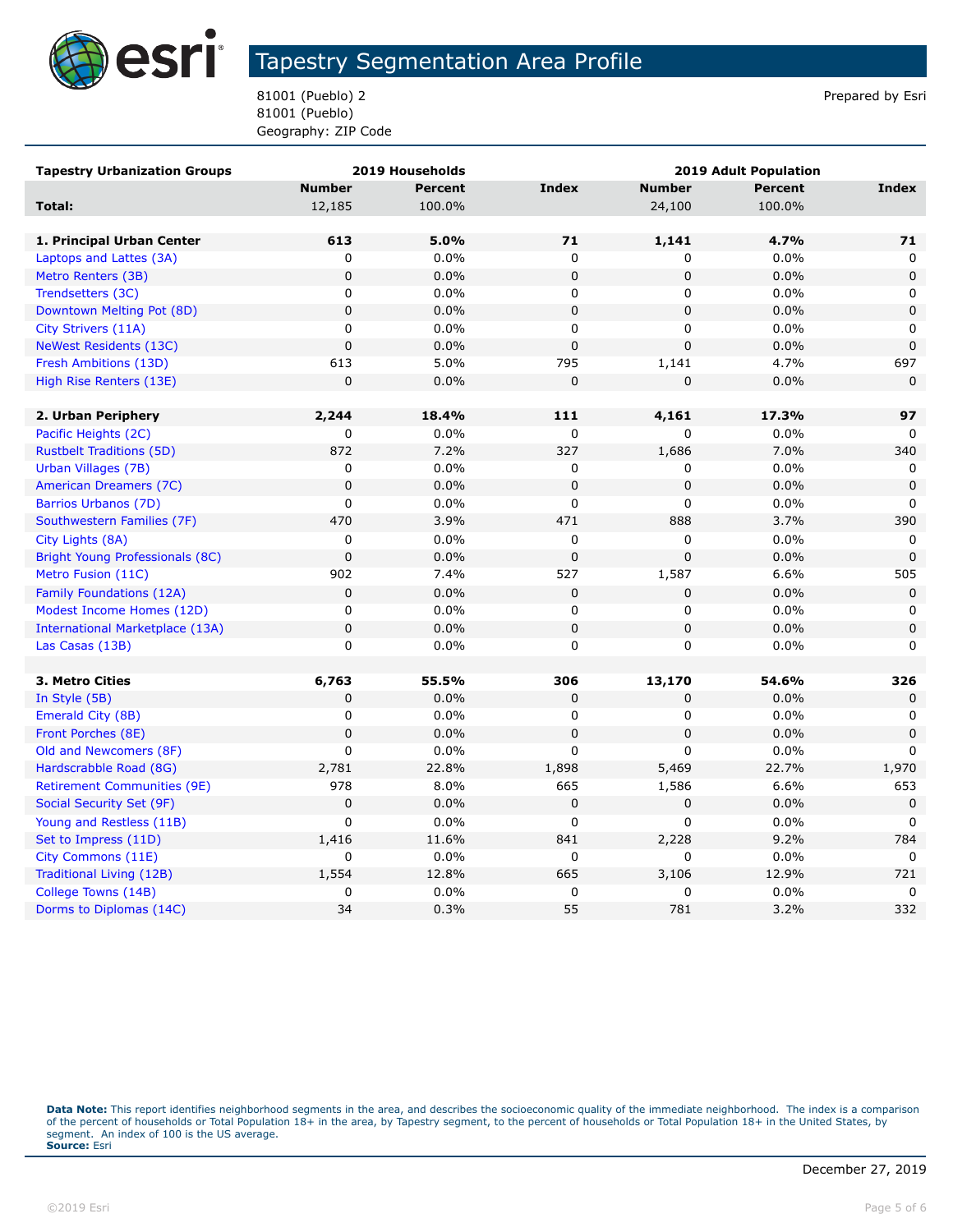# Tapestry Segmentation Area Profile

81001 (Pueblo) 2
81001 (Pueblo)
Geography: ZIP Code

Prepared by Esri

| Tapestry Urbanization Groups | 2019 Households | | | 2019 Adult Population | | |
|---|---|---|---|---|---|---|
| | Number | Percent | Index | Number | Percent | Index |
| **Total:** | 12,185 | 100.0% | | 24,100 | 100.0% | |
| | | | | | | |
| **1. Principal Urban Center** | **613** | **5.0%** | **71** | **1,141** | **4.7%** | **71** |
| Laptops and Lattes (3A) | 0 | 0.0% | 0 | 0 | 0.0% | 0 |
| Metro Renters (3B) | 0 | 0.0% | 0 | 0 | 0.0% | 0 |
| Trendsetters (3C) | 0 | 0.0% | 0 | 0 | 0.0% | 0 |
| Downtown Melting Pot (8D) | 0 | 0.0% | 0 | 0 | 0.0% | 0 |
| City Strivers (11A) | 0 | 0.0% | 0 | 0 | 0.0% | 0 |
| NeWest Residents (13C) | 0 | 0.0% | 0 | 0 | 0.0% | 0 |
| Fresh Ambitions (13D) | 613 | 5.0% | 795 | 1,141 | 4.7% | 697 |
| High Rise Renters (13E) | 0 | 0.0% | 0 | 0 | 0.0% | 0 |
| | | | | | | |
| **2. Urban Periphery** | **2,244** | **18.4%** | **111** | **4,161** | **17.3%** | **97** |
| Pacific Heights (2C) | 0 | 0.0% | 0 | 0 | 0.0% | 0 |
| Rustbelt Traditions (5D) | 872 | 7.2% | 327 | 1,686 | 7.0% | 340 |
| Urban Villages (7B) | 0 | 0.0% | 0 | 0 | 0.0% | 0 |
| American Dreamers (7C) | 0 | 0.0% | 0 | 0 | 0.0% | 0 |
| Barrios Urbanos (7D) | 0 | 0.0% | 0 | 0 | 0.0% | 0 |
| Southwestern Families (7F) | 470 | 3.9% | 471 | 888 | 3.7% | 390 |
| City Lights (8A) | 0 | 0.0% | 0 | 0 | 0.0% | 0 |
| Bright Young Professionals (8C) | 0 | 0.0% | 0 | 0 | 0.0% | 0 |
| Metro Fusion (11C) | 902 | 7.4% | 527 | 1,587 | 6.6% | 505 |
| Family Foundations (12A) | 0 | 0.0% | 0 | 0 | 0.0% | 0 |
| Modest Income Homes (12D) | 0 | 0.0% | 0 | 0 | 0.0% | 0 |
| International Marketplace (13A) | 0 | 0.0% | 0 | 0 | 0.0% | 0 |
| Las Casas (13B) | 0 | 0.0% | 0 | 0 | 0.0% | 0 |
| | | | | | | |
| **3. Metro Cities** | **6,763** | **55.5%** | **306** | **13,170** | **54.6%** | **326** |
| In Style (5B) | 0 | 0.0% | 0 | 0 | 0.0% | 0 |
| Emerald City (8B) | 0 | 0.0% | 0 | 0 | 0.0% | 0 |
| Front Porches (8E) | 0 | 0.0% | 0 | 0 | 0.0% | 0 |
| Old and Newcomers (8F) | 0 | 0.0% | 0 | 0 | 0.0% | 0 |
| Hardscrabble Road (8G) | 2,781 | 22.8% | 1,898 | 5,469 | 22.7% | 1,970 |
| Retirement Communities (9E) | 978 | 8.0% | 665 | 1,586 | 6.6% | 653 |
| Social Security Set (9F) | 0 | 0.0% | 0 | 0 | 0.0% | 0 |
| Young and Restless (11B) | 0 | 0.0% | 0 | 0 | 0.0% | 0 |
| Set to Impress (11D) | 1,416 | 11.6% | 841 | 2,228 | 9.2% | 784 |
| City Commons (11E) | 0 | 0.0% | 0 | 0 | 0.0% | 0 |
| Traditional Living (12B) | 1,554 | 12.8% | 665 | 3,106 | 12.9% | 721 |
| College Towns (14B) | 0 | 0.0% | 0 | 0 | 0.0% | 0 |
| Dorms to Diplomas (14C) | 34 | 0.3% | 55 | 781 | 3.2% | 332 |

**Data Note:** This report identifies neighborhood segments in the area, and describes the socioeconomic quality of the immediate neighborhood. The index is a comparison of the percent of households or Total Population 18+ in the area, by Tapestry segment, to the percent of households or Total Population 18+ in the United States, by segment. An index of 100 is the US average.
**Source:** Esri

December 27, 2019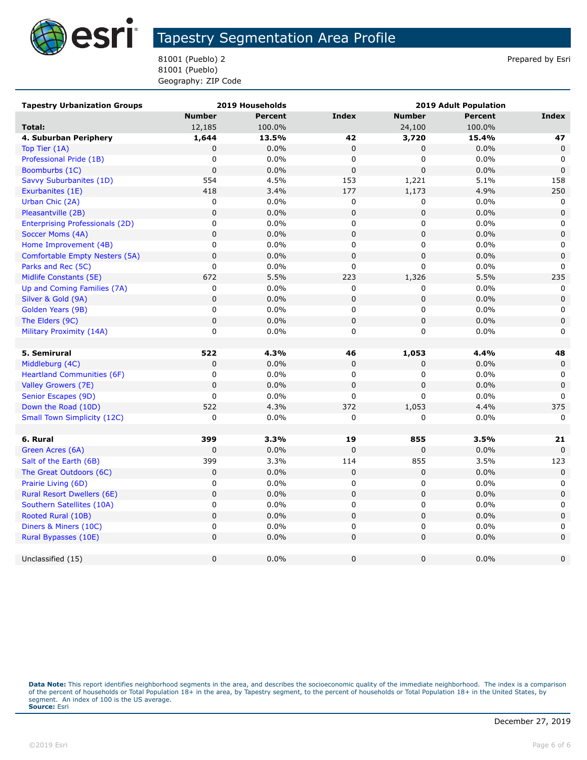# Tapestry Segmentation Area Profile

81001 (Pueblo) 2
81001 (Pueblo)
Geography: ZIP Code

Prepared by Esri

| Tapestry Urbanization Groups | 2019 Households | | | 2019 Adult Population | | |
|---|---|---|---|---|---|---|
| | Number | Percent | Index | Number | Percent | Index |
| **Total:** | 12,185 | 100.0% | | 24,100 | 100.0% | |
| **4. Suburban Periphery** | **1,644** | **13.5%** | **42** | **3,720** | **15.4%** | **47** |
| Top Tier (1A) | 0 | 0.0% | 0 | 0 | 0.0% | 0 |
| Professional Pride (1B) | 0 | 0.0% | 0 | 0 | 0.0% | 0 |
| Boomburbs (1C) | 0 | 0.0% | 0 | 0 | 0.0% | 0 |
| Savvy Suburbanites (1D) | 554 | 4.5% | 153 | 1,221 | 5.1% | 158 |
| Exurbanites (1E) | 418 | 3.4% | 177 | 1,173 | 4.9% | 250 |
| Urban Chic (2A) | 0 | 0.0% | 0 | 0 | 0.0% | 0 |
| Pleasantville (2B) | 0 | 0.0% | 0 | 0 | 0.0% | 0 |
| Enterprising Professionals (2D) | 0 | 0.0% | 0 | 0 | 0.0% | 0 |
| Soccer Moms (4A) | 0 | 0.0% | 0 | 0 | 0.0% | 0 |
| Home Improvement (4B) | 0 | 0.0% | 0 | 0 | 0.0% | 0 |
| Comfortable Empty Nesters (5A) | 0 | 0.0% | 0 | 0 | 0.0% | 0 |
| Parks and Rec (5C) | 0 | 0.0% | 0 | 0 | 0.0% | 0 |
| Midlife Constants (5E) | 672 | 5.5% | 223 | 1,326 | 5.5% | 235 |
| Up and Coming Families (7A) | 0 | 0.0% | 0 | 0 | 0.0% | 0 |
| Silver & Gold (9A) | 0 | 0.0% | 0 | 0 | 0.0% | 0 |
| Golden Years (9B) | 0 | 0.0% | 0 | 0 | 0.0% | 0 |
| The Elders (9C) | 0 | 0.0% | 0 | 0 | 0.0% | 0 |
| Military Proximity (14A) | 0 | 0.0% | 0 | 0 | 0.0% | 0 |
| | | | | | | |
| **5. Semirural** | **522** | **4.3%** | **46** | **1,053** | **4.4%** | **48** |
| Middleburg (4C) | 0 | 0.0% | 0 | 0 | 0.0% | 0 |
| Heartland Communities (6F) | 0 | 0.0% | 0 | 0 | 0.0% | 0 |
| Valley Growers (7E) | 0 | 0.0% | 0 | 0 | 0.0% | 0 |
| Senior Escapes (9D) | 0 | 0.0% | 0 | 0 | 0.0% | 0 |
| Down the Road (10D) | 522 | 4.3% | 372 | 1,053 | 4.4% | 375 |
| Small Town Simplicity (12C) | 0 | 0.0% | 0 | 0 | 0.0% | 0 |
| | | | | | | |
| **6. Rural** | **399** | **3.3%** | **19** | **855** | **3.5%** | **21** |
| Green Acres (6A) | 0 | 0.0% | 0 | 0 | 0.0% | 0 |
| Salt of the Earth (6B) | 399 | 3.3% | 114 | 855 | 3.5% | 123 |
| The Great Outdoors (6C) | 0 | 0.0% | 0 | 0 | 0.0% | 0 |
| Prairie Living (6D) | 0 | 0.0% | 0 | 0 | 0.0% | 0 |
| Rural Resort Dwellers (6E) | 0 | 0.0% | 0 | 0 | 0.0% | 0 |
| Southern Satellites (10A) | 0 | 0.0% | 0 | 0 | 0.0% | 0 |
| Rooted Rural (10B) | 0 | 0.0% | 0 | 0 | 0.0% | 0 |
| Diners & Miners (10C) | 0 | 0.0% | 0 | 0 | 0.0% | 0 |
| Rural Bypasses (10E) | 0 | 0.0% | 0 | 0 | 0.0% | 0 |
| | | | | | | |
| Unclassified (15) | 0 | 0.0% | 0 | 0 | 0.0% | 0 |

**Data Note:** This report identifies neighborhood segments in the area, and describes the socioeconomic quality of the immediate neighborhood. The index is a comparison of the percent of households or Total Population 18+ in the area, by Tapestry segment, to the percent of households or Total Population 18+ in the United States, by segment. An index of 100 is the US average.
**Source:** Esri

December 27, 2019